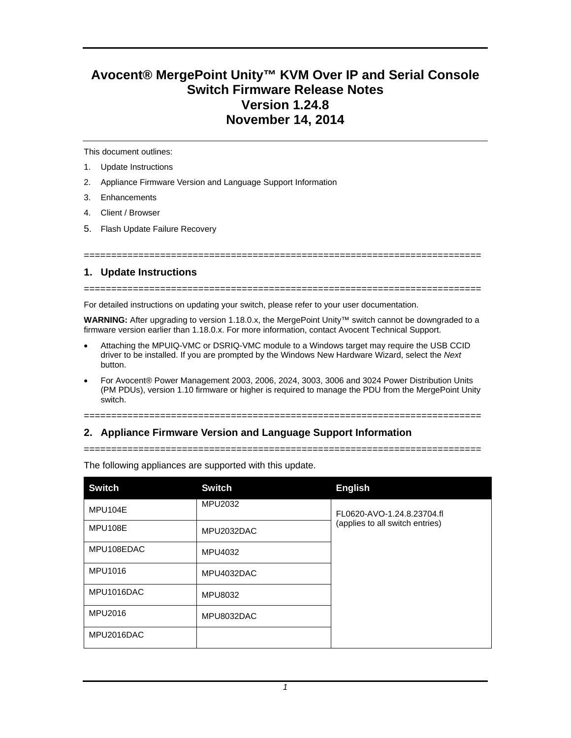# Avocent® MergePoint Unity™ KVM Over IP and Serial Console Switch Firmware Release Notes
# Version 1.24.8
# November 14, 2014

This document outlines:

1. Update Instructions
2. Appliance Firmware Version and Language Support Information
3. Enhancements
4. Client / Browser
5. Flash Update Failure Recovery

==========================================================================

## 1. Update Instructions

==========================================================================

For detailed instructions on updating your switch, please refer to your user documentation.

**WARNING:** After upgrading to version 1.18.0.x, the MergePoint Unity™ switch cannot be downgraded to a firmware version earlier than 1.18.0.x. For more information, contact Avocent Technical Support.

- Attaching the MPUIQ-VMC or DSRIQ-VMC module to a Windows target may require the USB CCID driver to be installed. If you are prompted by the Windows New Hardware Wizard, select the *Next* button.
- For Avocent® Power Management 2003, 2006, 2024, 3003, 3006 and 3024 Power Distribution Units (PM PDUs), version 1.10 firmware or higher is required to manage the PDU from the MergePoint Unity switch.

==========================================================================

## 2. Appliance Firmware Version and Language Support Information

==========================================================================

The following appliances are supported with this update.

| Switch | Switch | English |
|---|---|---|
| MPU104E | MPU2032 | FL0620-AVO-1.24.8.23704.fl (applies to all switch entries) |
| MPU108E | MPU2032DAC | |
| MPU108EDAC | MPU4032 | |
| MPU1016 | MPU4032DAC | |
| MPU1016DAC | MPU8032 | |
| MPU2016 | MPU8032DAC | |
| MPU2016DAC | | |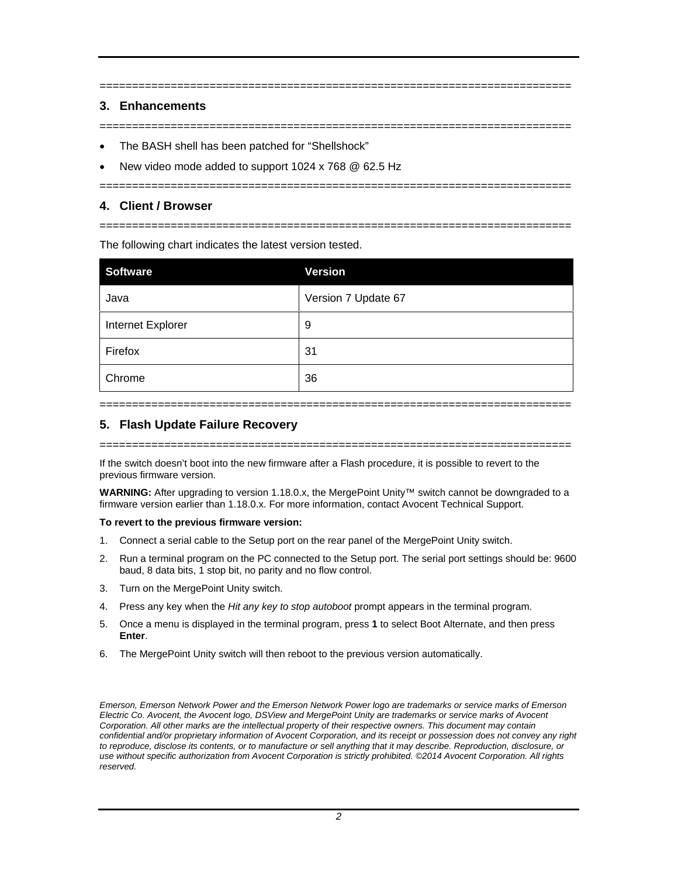## 3. Enhancements

- The BASH shell has been patched for “Shellshock”
- New video mode added to support 1024 x 768 @ 62.5 Hz

## 4. Client / Browser

The following chart indicates the latest version tested.

| Software | Version |
|---|---|
| Java | Version 7 Update 67 |
| Internet Explorer | 9 |
| Firefox | 31 |
| Chrome | 36 |

## 5. Flash Update Failure Recovery

If the switch doesn’t boot into the new firmware after a Flash procedure, it is possible to revert to the previous firmware version.

**WARNING:** After upgrading to version 1.18.0.x, the MergePoint Unity™ switch cannot be downgraded to a firmware version earlier than 1.18.0.x. For more information, contact Avocent Technical Support.

**To revert to the previous firmware version:**

1. Connect a serial cable to the Setup port on the rear panel of the MergePoint Unity switch.
2. Run a terminal program on the PC connected to the Setup port. The serial port settings should be: 9600 baud, 8 data bits, 1 stop bit, no parity and no flow control.
3. Turn on the MergePoint Unity switch.
4. Press any key when the *Hit any key to stop autoboot* prompt appears in the terminal program.
5. Once a menu is displayed in the terminal program, press **1** to select Boot Alternate, and then press **Enter**.
6. The MergePoint Unity switch will then reboot to the previous version automatically.

*Emerson, Emerson Network Power and the Emerson Network Power logo are trademarks or service marks of Emerson Electric Co. Avocent, the Avocent logo, DSView and MergePoint Unity are trademarks or service marks of Avocent Corporation. All other marks are the intellectual property of their respective owners. This document may contain confidential and/or proprietary information of Avocent Corporation, and its receipt or possession does not convey any right to reproduce, disclose its contents, or to manufacture or sell anything that it may describe. Reproduction, disclosure, or use without specific authorization from Avocent Corporation is strictly prohibited. ©2014 Avocent Corporation. All rights reserved.*